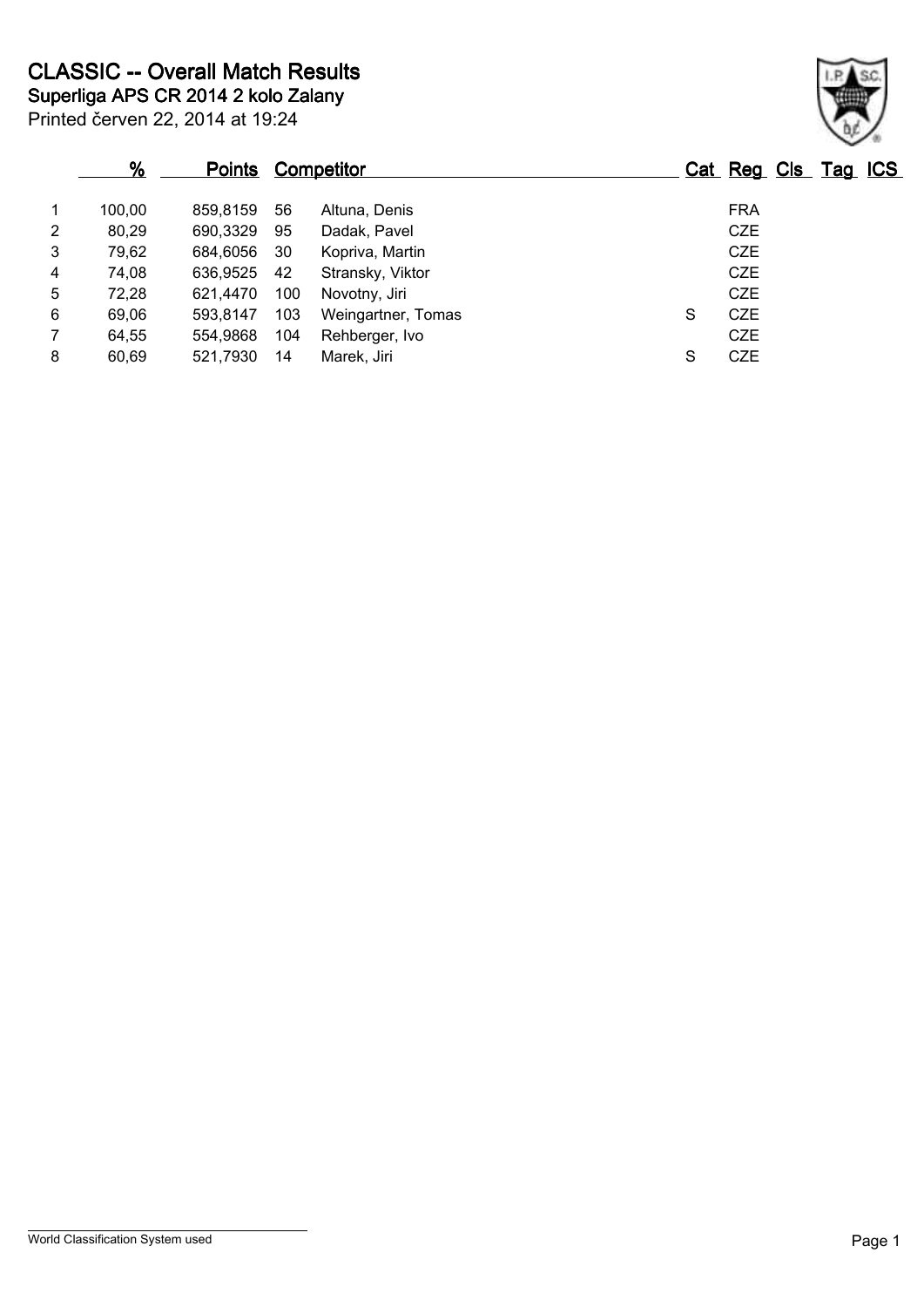# CLASSIC -- Overall Match Results

## Superliga APS CR 2014 2 kolo Zalany

Printed červen 22, 2014 at 19:24

| | % | Points | Competitor | | Cat | Reg | Cls | Tag | ICS |
|---|---|---|---|---|---|---|---|---|---|
| 1 | 100,00 | 859,8159 | 56 | Altuna, Denis | | FRA | | | |
| 2 | 80,29 | 690,3329 | 95 | Dadak, Pavel | | CZE | | | |
| 3 | 79,62 | 684,6056 | 30 | Kopriva, Martin | | CZE | | | |
| 4 | 74,08 | 636,9525 | 42 | Stransky, Viktor | | CZE | | | |
| 5 | 72,28 | 621,4470 | 100 | Novotny, Jiri | | CZE | | | |
| 6 | 69,06 | 593,8147 | 103 | Weingartner, Tomas | S | CZE | | | |
| 7 | 64,55 | 554,9868 | 104 | Rehberger, Ivo | | CZE | | | |
| 8 | 60,69 | 521,7930 | 14 | Marek, Jiri | S | CZE | | | |

World Classification System used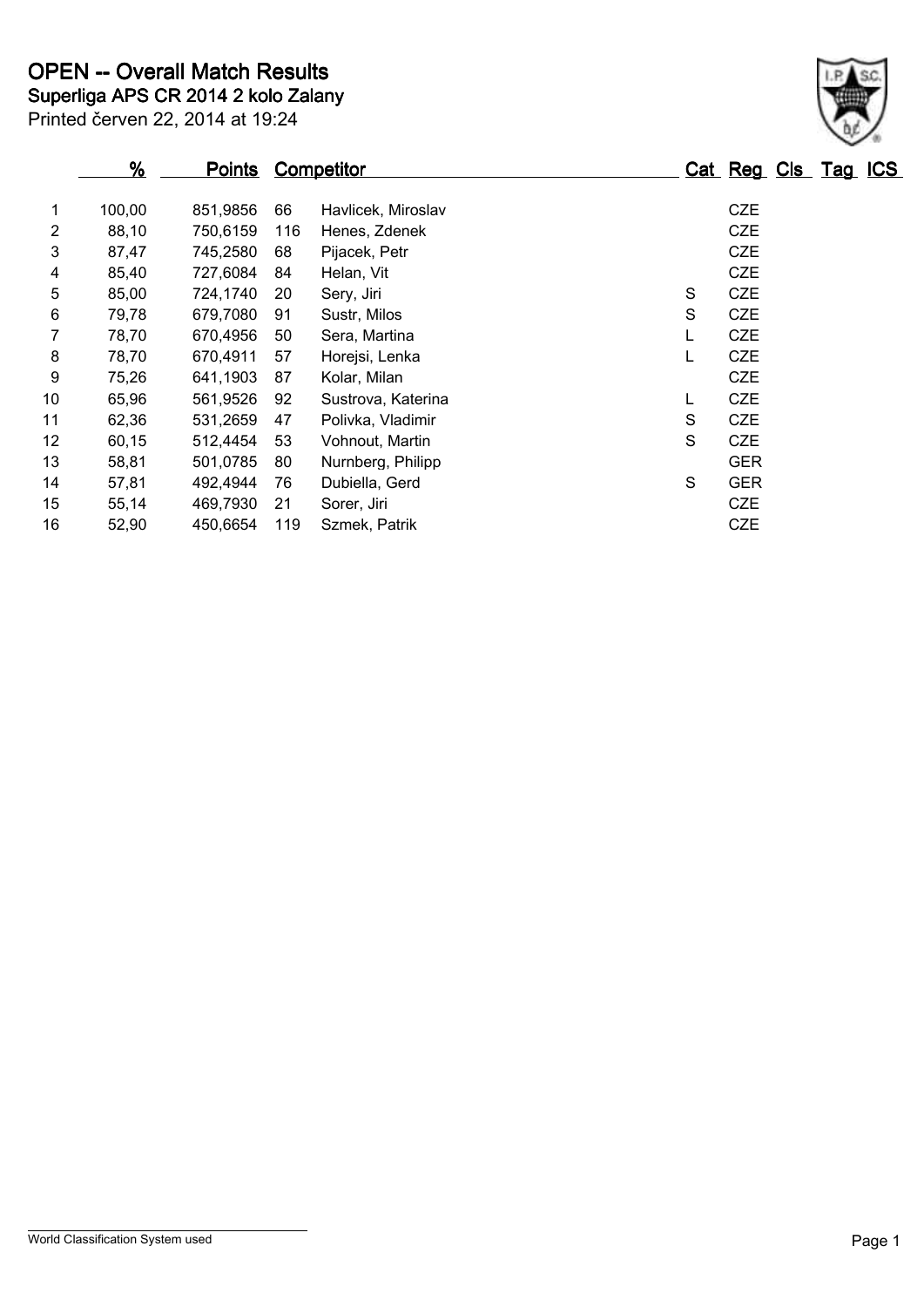# OPEN -- Overall Match Results

## Superliga APS CR 2014 2 kolo Zalany

Printed červen 22, 2014 at 19:24

| | % | Points | Competitor | | Cat | Reg | Cls | Tag | ICS |
|---|---|---|---|---|---|---|---|---|---|
| 1 | 100,00 | 851,9856 | 66 | Havlicek, Miroslav | | CZE | | | |
| 2 | 88,10 | 750,6159 | 116 | Henes, Zdenek | | CZE | | | |
| 3 | 87,47 | 745,2580 | 68 | Pijacek, Petr | | CZE | | | |
| 4 | 85,40 | 727,6084 | 84 | Helan, Vit | | CZE | | | |
| 5 | 85,00 | 724,1740 | 20 | Sery, Jiri | S | CZE | | | |
| 6 | 79,78 | 679,7080 | 91 | Sustr, Milos | S | CZE | | | |
| 7 | 78,70 | 670,4956 | 50 | Sera, Martina | L | CZE | | | |
| 8 | 78,70 | 670,4911 | 57 | Horejsi, Lenka | L | CZE | | | |
| 9 | 75,26 | 641,1903 | 87 | Kolar, Milan | | CZE | | | |
| 10 | 65,96 | 561,9526 | 92 | Sustrova, Katerina | L | CZE | | | |
| 11 | 62,36 | 531,2659 | 47 | Polivka, Vladimir | S | CZE | | | |
| 12 | 60,15 | 512,4454 | 53 | Vohnout, Martin | S | CZE | | | |
| 13 | 58,81 | 501,0785 | 80 | Nurnberg, Philipp | | GER | | | |
| 14 | 57,81 | 492,4944 | 76 | Dubiella, Gerd | S | GER | | | |
| 15 | 55,14 | 469,7930 | 21 | Sorer, Jiri | | CZE | | | |
| 16 | 52,90 | 450,6654 | 119 | Szmek, Patrik | | CZE | | | |

World Classification System used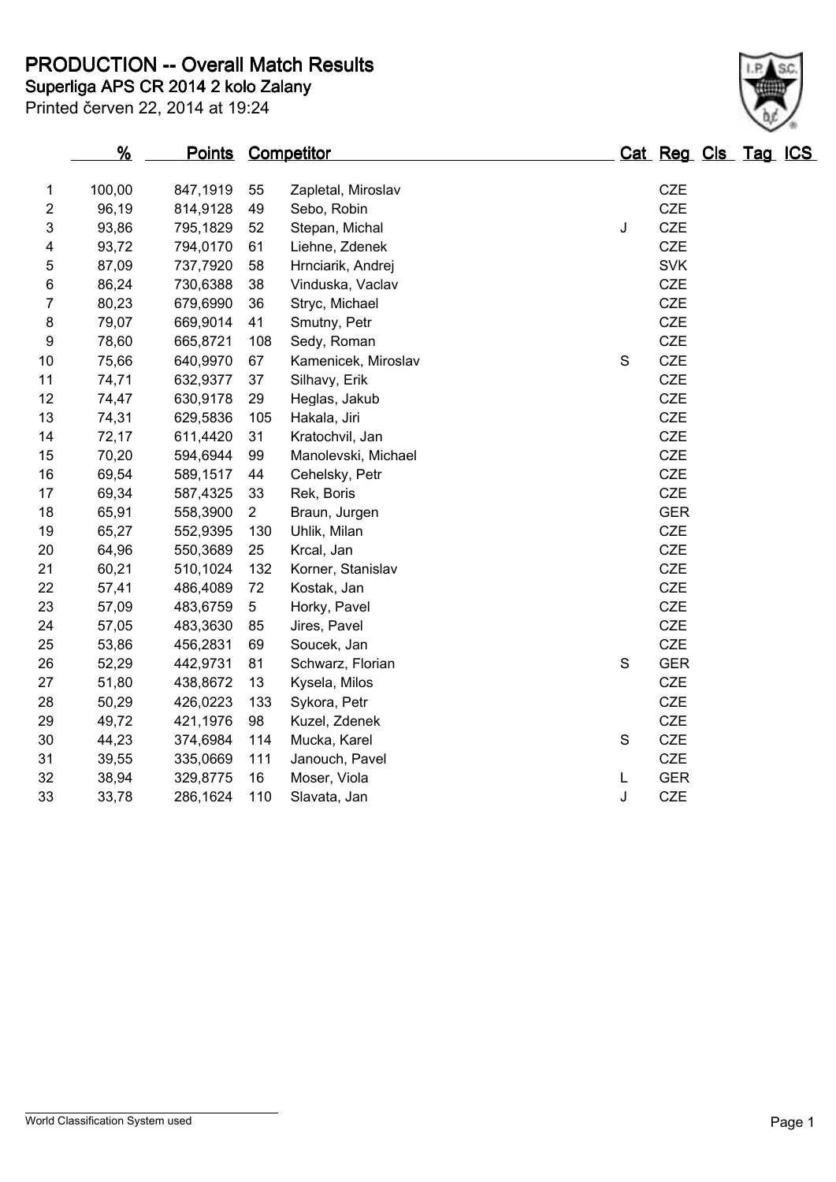# PRODUCTION -- Overall Match Results

## Superliga APS CR 2014 2 kolo Zalany

Printed červen 22, 2014 at 19:24

| | % | Points | Competitor | | Cat | Reg | Cls | Tag | ICS |
|---|---|---|---|---|---|---|---|---|---|
| 1 | 100,00 | 847,1919 | 55 | Zapletal, Miroslav | | CZE | | | |
| 2 | 96,19 | 814,9128 | 49 | Sebo, Robin | | CZE | | | |
| 3 | 93,86 | 795,1829 | 52 | Stepan, Michal | J | CZE | | | |
| 4 | 93,72 | 794,0170 | 61 | Liehne, Zdenek | | CZE | | | |
| 5 | 87,09 | 737,7920 | 58 | Hrnciarik, Andrej | | SVK | | | |
| 6 | 86,24 | 730,6388 | 38 | Vinduska, Vaclav | | CZE | | | |
| 7 | 80,23 | 679,6990 | 36 | Stryc, Michael | | CZE | | | |
| 8 | 79,07 | 669,9014 | 41 | Smutny, Petr | | CZE | | | |
| 9 | 78,60 | 665,8721 | 108 | Sedy, Roman | | CZE | | | |
| 10 | 75,66 | 640,9970 | 67 | Kamenicek, Miroslav | S | CZE | | | |
| 11 | 74,71 | 632,9377 | 37 | Silhavy, Erik | | CZE | | | |
| 12 | 74,47 | 630,9178 | 29 | Heglas, Jakub | | CZE | | | |
| 13 | 74,31 | 629,5836 | 105 | Hakala, Jiri | | CZE | | | |
| 14 | 72,17 | 611,4420 | 31 | Kratochvil, Jan | | CZE | | | |
| 15 | 70,20 | 594,6944 | 99 | Manolevski, Michael | | CZE | | | |
| 16 | 69,54 | 589,1517 | 44 | Cehelsky, Petr | | CZE | | | |
| 17 | 69,34 | 587,4325 | 33 | Rek, Boris | | CZE | | | |
| 18 | 65,91 | 558,3900 | 2 | Braun, Jurgen | | GER | | | |
| 19 | 65,27 | 552,9395 | 130 | Uhlik, Milan | | CZE | | | |
| 20 | 64,96 | 550,3689 | 25 | Krcal, Jan | | CZE | | | |
| 21 | 60,21 | 510,1024 | 132 | Korner, Stanislav | | CZE | | | |
| 22 | 57,41 | 486,4089 | 72 | Kostak, Jan | | CZE | | | |
| 23 | 57,09 | 483,6759 | 5 | Horky, Pavel | | CZE | | | |
| 24 | 57,05 | 483,3630 | 85 | Jires, Pavel | | CZE | | | |
| 25 | 53,86 | 456,2831 | 69 | Soucek, Jan | | CZE | | | |
| 26 | 52,29 | 442,9731 | 81 | Schwarz, Florian | S | GER | | | |
| 27 | 51,80 | 438,8672 | 13 | Kysela, Milos | | CZE | | | |
| 28 | 50,29 | 426,0223 | 133 | Sykora, Petr | | CZE | | | |
| 29 | 49,72 | 421,1976 | 98 | Kuzel, Zdenek | | CZE | | | |
| 30 | 44,23 | 374,6984 | 114 | Mucka, Karel | S | CZE | | | |
| 31 | 39,55 | 335,0669 | 111 | Janouch, Pavel | | CZE | | | |
| 32 | 38,94 | 329,8775 | 16 | Moser, Viola | L | GER | | | |
| 33 | 33,78 | 286,1624 | 110 | Slavata, Jan | J | CZE | | | |

World Classification System used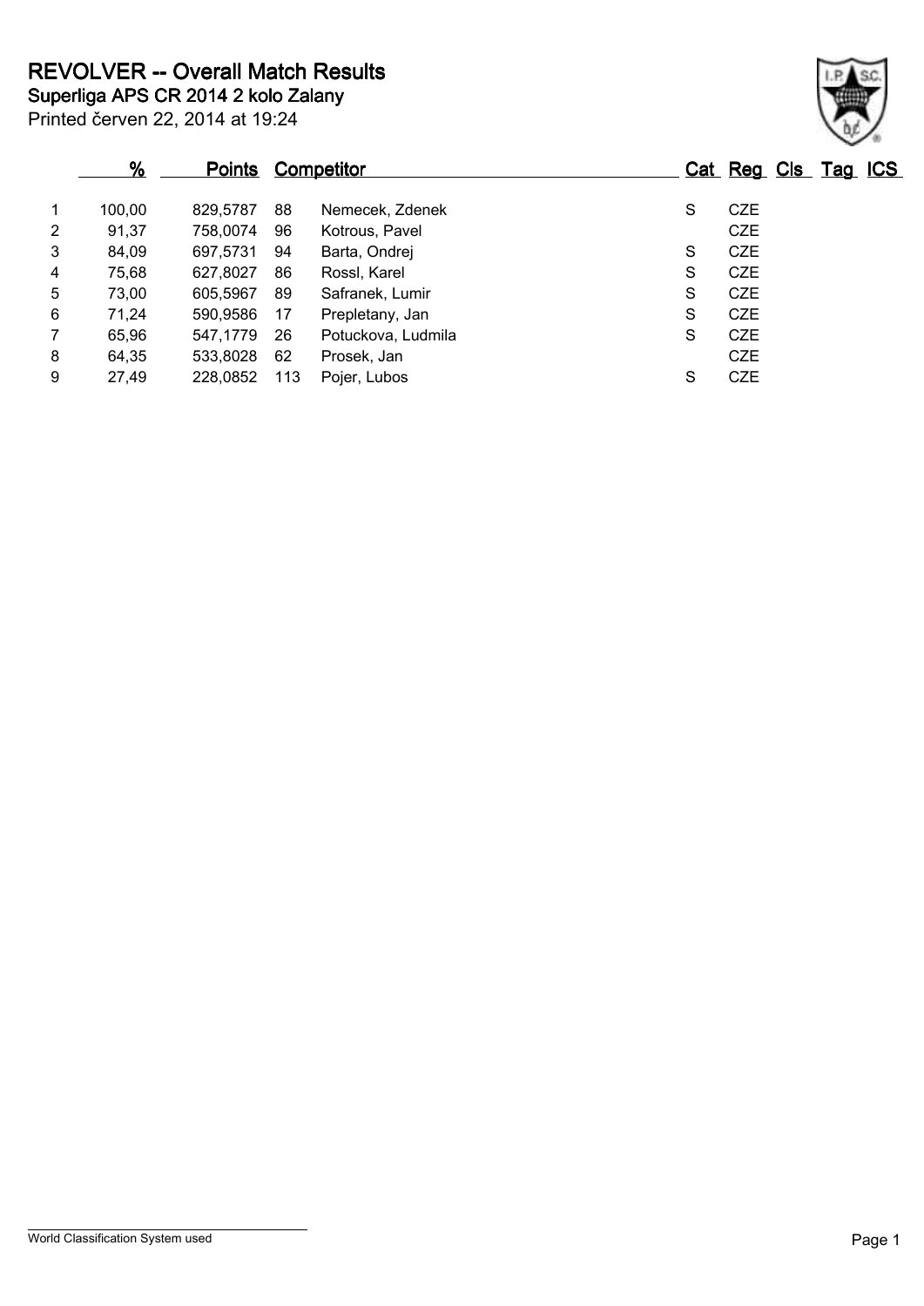# REVOLVER -- Overall Match Results

## Superliga APS CR 2014 2 kolo Zalany

Printed červen 22, 2014 at 19:24

| | % | Points | Competitor | | Cat | Reg | Cls | Tag | ICS |
|---|---|---|---|---|---|---|---|---|---|
| 1 | 100,00 | 829,5787 | 88 | Nemecek, Zdenek | S | CZE | | | |
| 2 | 91,37 | 758,0074 | 96 | Kotrous, Pavel | | CZE | | | |
| 3 | 84,09 | 697,5731 | 94 | Barta, Ondrej | S | CZE | | | |
| 4 | 75,68 | 627,8027 | 86 | Rossl, Karel | S | CZE | | | |
| 5 | 73,00 | 605,5967 | 89 | Safranek, Lumir | S | CZE | | | |
| 6 | 71,24 | 590,9586 | 17 | Prepletany, Jan | S | CZE | | | |
| 7 | 65,96 | 547,1779 | 26 | Potuckova, Ludmila | S | CZE | | | |
| 8 | 64,35 | 533,8028 | 62 | Prosek, Jan | | CZE | | | |
| 9 | 27,49 | 228,0852 | 113 | Pojer, Lubos | S | CZE | | | |

World Classification System used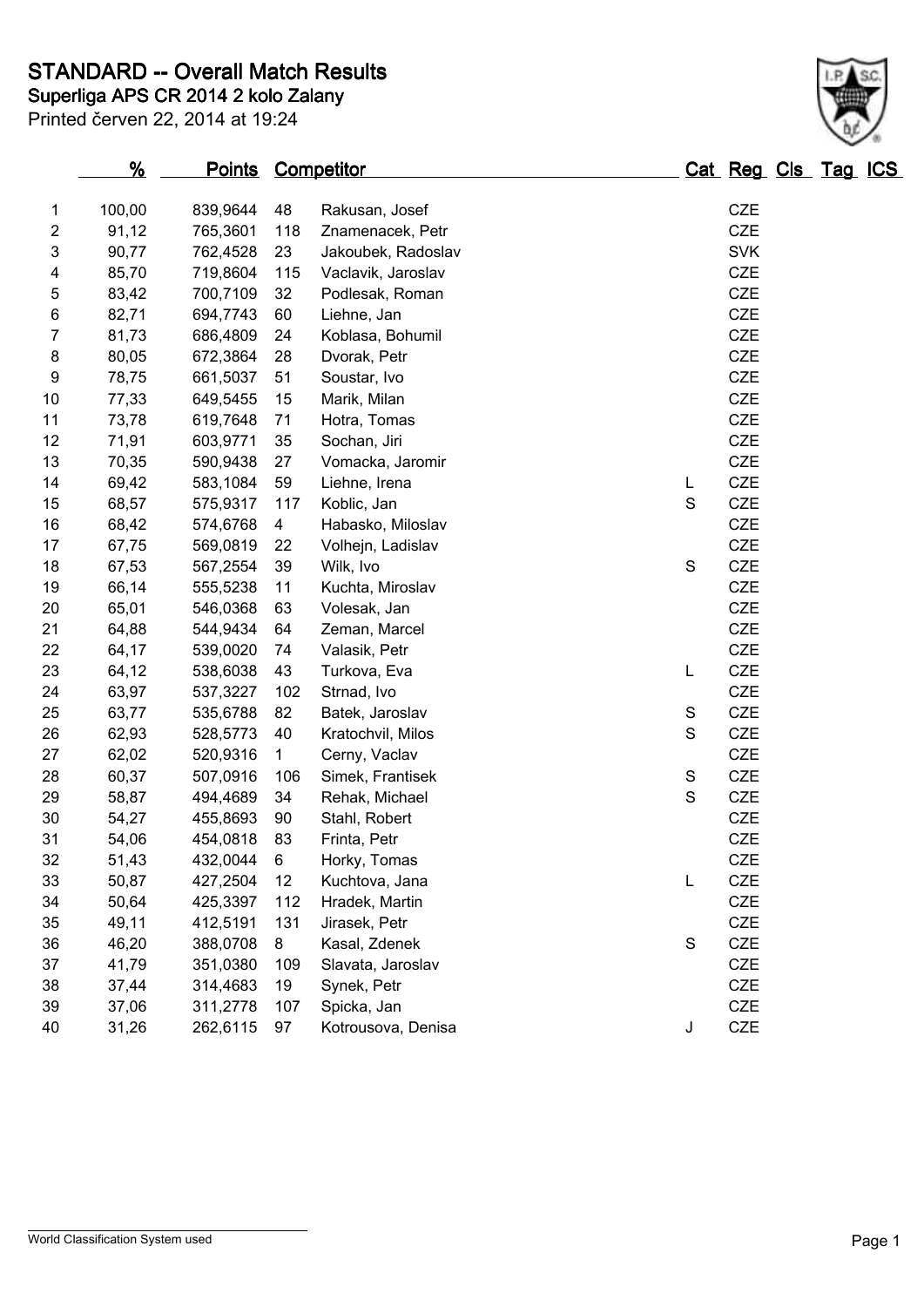# STANDARD -- Overall Match Results

## Superliga APS CR 2014 2 kolo Zalany

Printed červen 22, 2014 at 19:24

| | % | Points | Competitor | | Cat | Reg | Cls | Tag | ICS |
|---|---|---|---|---|---|---|---|---|---|
| 1 | 100,00 | 839,9644 | 48 | Rakusan, Josef | | CZE | | | |
| 2 | 91,12 | 765,3601 | 118 | Znamenacek, Petr | | CZE | | | |
| 3 | 90,77 | 762,4528 | 23 | Jakoubek, Radoslav | | SVK | | | |
| 4 | 85,70 | 719,8604 | 115 | Vaclavik, Jaroslav | | CZE | | | |
| 5 | 83,42 | 700,7109 | 32 | Podlesak, Roman | | CZE | | | |
| 6 | 82,71 | 694,7743 | 60 | Liehne, Jan | | CZE | | | |
| 7 | 81,73 | 686,4809 | 24 | Koblasa, Bohumil | | CZE | | | |
| 8 | 80,05 | 672,3864 | 28 | Dvorak, Petr | | CZE | | | |
| 9 | 78,75 | 661,5037 | 51 | Soustar, Ivo | | CZE | | | |
| 10 | 77,33 | 649,5455 | 15 | Marik, Milan | | CZE | | | |
| 11 | 73,78 | 619,7648 | 71 | Hotra, Tomas | | CZE | | | |
| 12 | 71,91 | 603,9771 | 35 | Sochan, Jiri | | CZE | | | |
| 13 | 70,35 | 590,9438 | 27 | Vomacka, Jaromir | | CZE | | | |
| 14 | 69,42 | 583,1084 | 59 | Liehne, Irena | L | CZE | | | |
| 15 | 68,57 | 575,9317 | 117 | Koblic, Jan | S | CZE | | | |
| 16 | 68,42 | 574,6768 | 4 | Habasko, Miloslav | | CZE | | | |
| 17 | 67,75 | 569,0819 | 22 | Volhejn, Ladislav | | CZE | | | |
| 18 | 67,53 | 567,2554 | 39 | Wilk, Ivo | S | CZE | | | |
| 19 | 66,14 | 555,5238 | 11 | Kuchta, Miroslav | | CZE | | | |
| 20 | 65,01 | 546,0368 | 63 | Volesak, Jan | | CZE | | | |
| 21 | 64,88 | 544,9434 | 64 | Zeman, Marcel | | CZE | | | |
| 22 | 64,17 | 539,0020 | 74 | Valasik, Petr | | CZE | | | |
| 23 | 64,12 | 538,6038 | 43 | Turkova, Eva | L | CZE | | | |
| 24 | 63,97 | 537,3227 | 102 | Strnad, Ivo | | CZE | | | |
| 25 | 63,77 | 535,6788 | 82 | Batek, Jaroslav | S | CZE | | | |
| 26 | 62,93 | 528,5773 | 40 | Kratochvil, Milos | S | CZE | | | |
| 27 | 62,02 | 520,9316 | 1 | Cerny, Vaclav | | CZE | | | |
| 28 | 60,37 | 507,0916 | 106 | Simek, Frantisek | S | CZE | | | |
| 29 | 58,87 | 494,4689 | 34 | Rehak, Michael | S | CZE | | | |
| 30 | 54,27 | 455,8693 | 90 | Stahl, Robert | | CZE | | | |
| 31 | 54,06 | 454,0818 | 83 | Frinta, Petr | | CZE | | | |
| 32 | 51,43 | 432,0044 | 6 | Horky, Tomas | | CZE | | | |
| 33 | 50,87 | 427,2504 | 12 | Kuchtova, Jana | L | CZE | | | |
| 34 | 50,64 | 425,3397 | 112 | Hradek, Martin | | CZE | | | |
| 35 | 49,11 | 412,5191 | 131 | Jirasek, Petr | | CZE | | | |
| 36 | 46,20 | 388,0708 | 8 | Kasal, Zdenek | S | CZE | | | |
| 37 | 41,79 | 351,0380 | 109 | Slavata, Jaroslav | | CZE | | | |
| 38 | 37,44 | 314,4683 | 19 | Synek, Petr | | CZE | | | |
| 39 | 37,06 | 311,2778 | 107 | Spicka, Jan | | CZE | | | |
| 40 | 31,26 | 262,6115 | 97 | Kotrousova, Denisa | J | CZE | | | |

World Classification System used